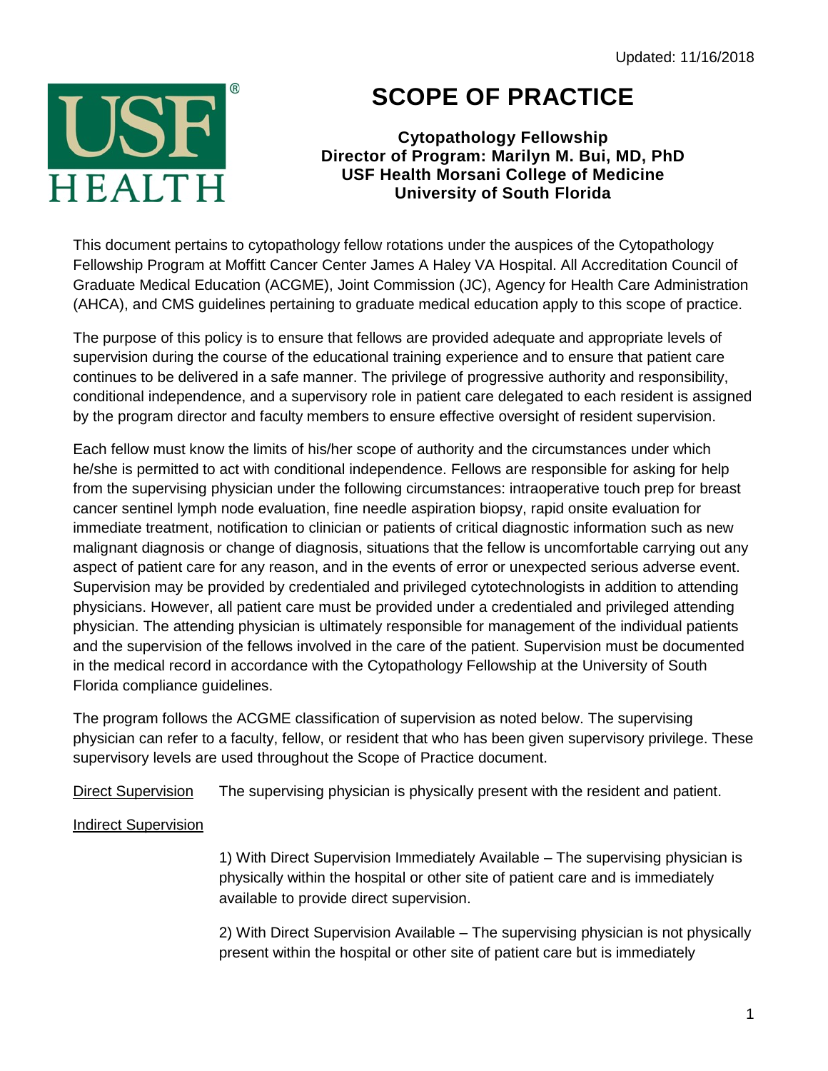Updated: 11/16/2018

# SCOPE OF PRACTICE

**Cytopathology Fellowship**
**Director of Program: Marilyn M. Bui, MD, PhD**
**USF Health Morsani College of Medicine**
**University of South Florida**

This document pertains to cytopathology fellow rotations under the auspices of the Cytopathology Fellowship Program at Moffitt Cancer Center James A Haley VA Hospital. All Accreditation Council of Graduate Medical Education (ACGME), Joint Commission (JC), Agency for Health Care Administration (AHCA), and CMS guidelines pertaining to graduate medical education apply to this scope of practice.

The purpose of this policy is to ensure that fellows are provided adequate and appropriate levels of supervision during the course of the educational training experience and to ensure that patient care continues to be delivered in a safe manner. The privilege of progressive authority and responsibility, conditional independence, and a supervisory role in patient care delegated to each resident is assigned by the program director and faculty members to ensure effective oversight of resident supervision.

Each fellow must know the limits of his/her scope of authority and the circumstances under which he/she is permitted to act with conditional independence. Fellows are responsible for asking for help from the supervising physician under the following circumstances: intraoperative touch prep for breast cancer sentinel lymph node evaluation, fine needle aspiration biopsy, rapid onsite evaluation for immediate treatment, notification to clinician or patients of critical diagnostic information such as new malignant diagnosis or change of diagnosis, situations that the fellow is uncomfortable carrying out any aspect of patient care for any reason, and in the events of error or unexpected serious adverse event. Supervision may be provided by credentialed and privileged cytotechnologists in addition to attending physicians. However, all patient care must be provided under a credentialed and privileged attending physician. The attending physician is ultimately responsible for management of the individual patients and the supervision of the fellows involved in the care of the patient. Supervision must be documented in the medical record in accordance with the Cytopathology Fellowship at the University of South Florida compliance guidelines.

The program follows the ACGME classification of supervision as noted below. The supervising physician can refer to a faculty, fellow, or resident that who has been given supervisory privilege. These supervisory levels are used throughout the Scope of Practice document.

Direct Supervision — The supervising physician is physically present with the resident and patient.

Indirect Supervision

1) With Direct Supervision Immediately Available – The supervising physician is physically within the hospital or other site of patient care and is immediately available to provide direct supervision.

2) With Direct Supervision Available – The supervising physician is not physically present within the hospital or other site of patient care but is immediately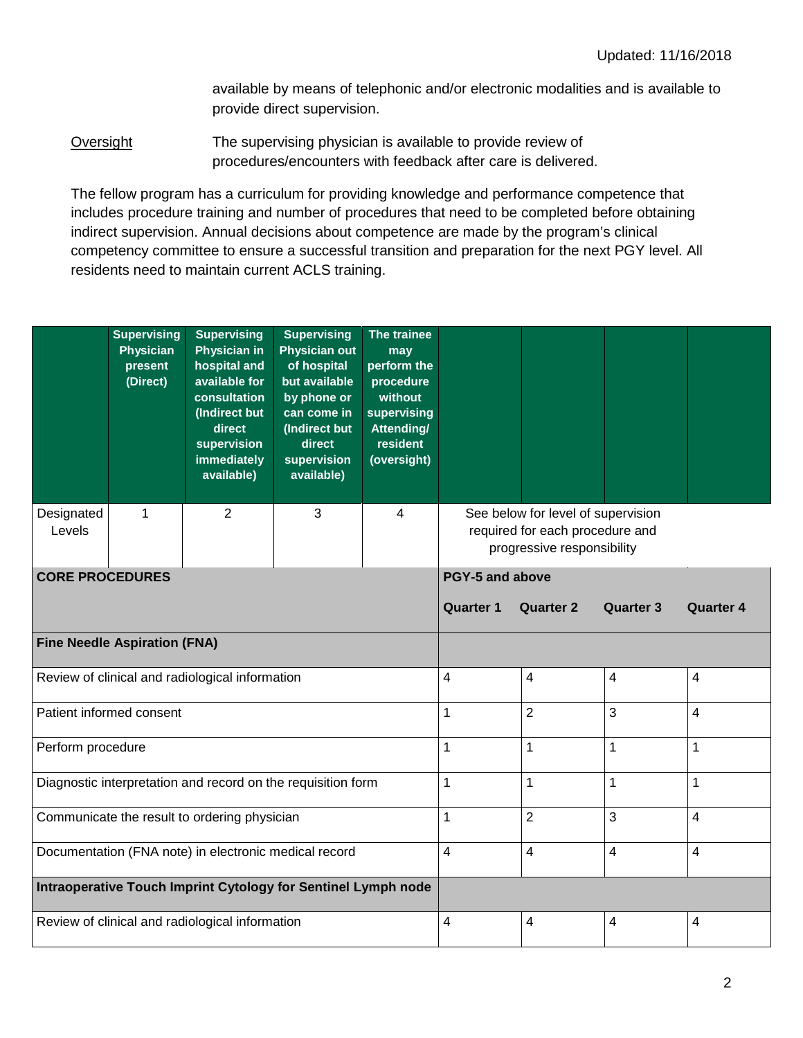Updated: 11/16/2018

available by means of telephonic and/or electronic modalities and is available to provide direct supervision.

Oversight — The supervising physician is available to provide review of procedures/encounters with feedback after care is delivered.

The fellow program has a curriculum for providing knowledge and performance competence that includes procedure training and number of procedures that need to be completed before obtaining indirect supervision. Annual decisions about competence are made by the program's clinical competency committee to ensure a successful transition and preparation for the next PGY level. All residents need to maintain current ACLS training.

| | Supervising Physician present (Direct) | Supervising Physician in hospital and available for consultation (Indirect but direct supervision immediately available) | Supervising Physician out of hospital but available by phone or can come in (Indirect but direct supervision available) | The trainee may perform the procedure without supervising Attending/ resident (oversight) | | | | |
|---|---|---|---|---|---|---|---|---|
| Designated Levels | 1 | 2 | 3 | 4 | See below for level of supervision required for each procedure and progressive responsibility | | | |

| **CORE PROCEDURES** | **PGY-5 and above** | | | |
|---|---|---|---|---|
| | **Quarter 1** | **Quarter 2** | **Quarter 3** | **Quarter 4** |
| **Fine Needle Aspiration (FNA)** | | | | |
| Review of clinical and radiological information | 4 | 4 | 4 | 4 |
| Patient informed consent | 1 | 2 | 3 | 4 |
| Perform procedure | 1 | 1 | 1 | 1 |
| Diagnostic interpretation and record on the requisition form | 1 | 1 | 1 | 1 |
| Communicate the result to ordering physician | 1 | 2 | 3 | 4 |
| Documentation (FNA note) in electronic medical record | 4 | 4 | 4 | 4 |
| **Intraoperative Touch Imprint Cytology for Sentinel Lymph node** | | | | |
| Review of clinical and radiological information | 4 | 4 | 4 | 4 |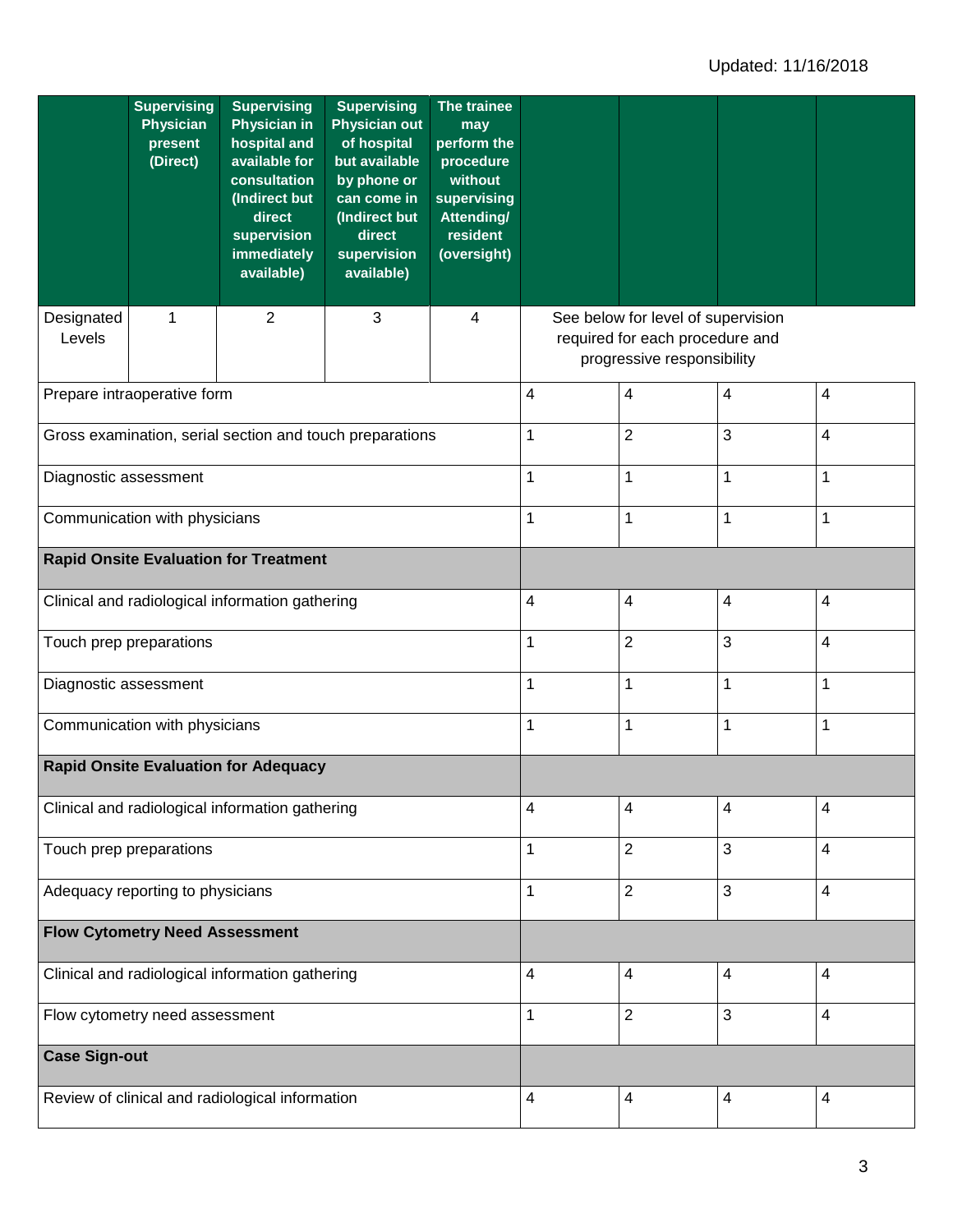Updated: 11/16/2018

| | Supervising Physician present (Direct) | Supervising Physician in hospital and available for consultation (Indirect but direct supervision immediately available) | Supervising Physician out of hospital but available by phone or can come in (Indirect but direct supervision available) | The trainee may perform the procedure without supervising Attending/ resident (oversight) | | | | |
|---|---|---|---|---|---|---|---|---|
| Designated Levels | 1 | 2 | 3 | 4 | See below for level of supervision required for each procedure and progressive responsibility | | | |
| Prepare intraoperative form | | | | | 4 | 4 | 4 | 4 |
| Gross examination, serial section and touch preparations | | | | | 1 | 2 | 3 | 4 |
| Diagnostic assessment | | | | | 1 | 1 | 1 | 1 |
| Communication with physicians | | | | | 1 | 1 | 1 | 1 |
| **Rapid Onsite Evaluation for Treatment** | | | | | | | | |
| Clinical and radiological information gathering | | | | | 4 | 4 | 4 | 4 |
| Touch prep preparations | | | | | 1 | 2 | 3 | 4 |
| Diagnostic assessment | | | | | 1 | 1 | 1 | 1 |
| Communication with physicians | | | | | 1 | 1 | 1 | 1 |
| **Rapid Onsite Evaluation for Adequacy** | | | | | | | | |
| Clinical and radiological information gathering | | | | | 4 | 4 | 4 | 4 |
| Touch prep preparations | | | | | 1 | 2 | 3 | 4 |
| Adequacy reporting to physicians | | | | | 1 | 2 | 3 | 4 |
| **Flow Cytometry Need Assessment** | | | | | | | | |
| Clinical and radiological information gathering | | | | | 4 | 4 | 4 | 4 |
| Flow cytometry need assessment | | | | | 1 | 2 | 3 | 4 |
| **Case Sign-out** | | | | | | | | |
| Review of clinical and radiological information | | | | | 4 | 4 | 4 | 4 |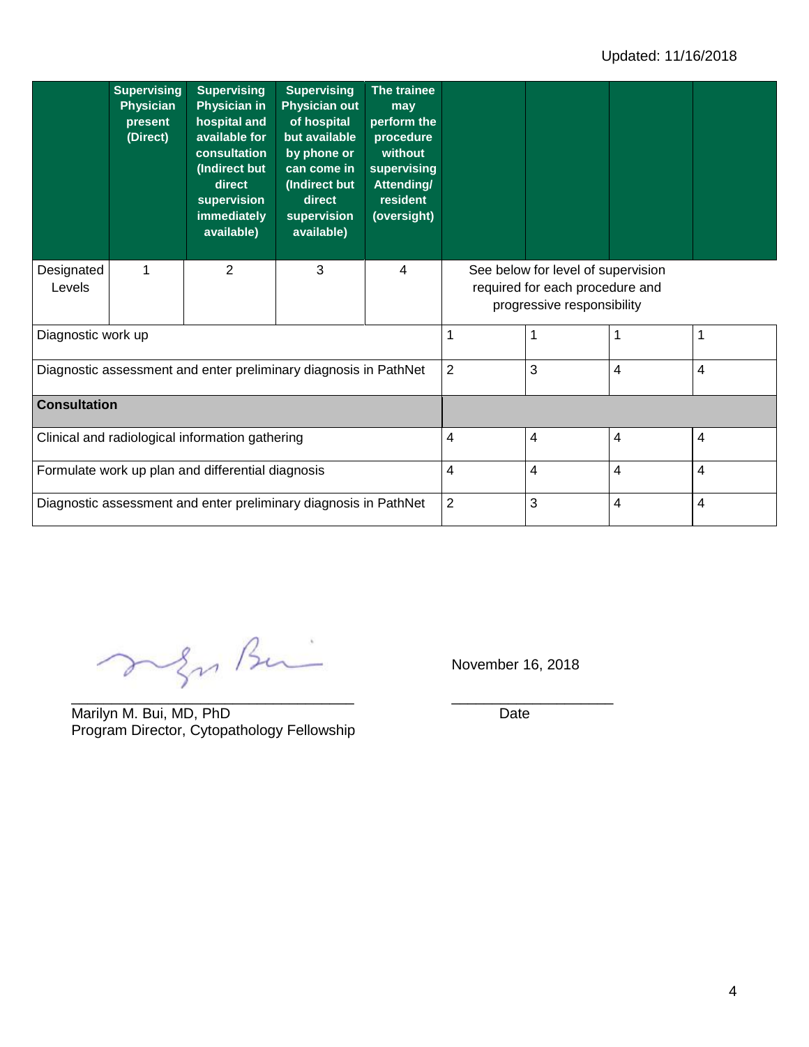Updated: 11/16/2018

| | Supervising Physician present (Direct) | Supervising Physician in hospital and available for consultation (Indirect but direct supervision immediately available) | Supervising Physician out of hospital but available by phone or can come in (Indirect but direct supervision available) | The trainee may perform the procedure without supervising Attending/ resident (oversight) | | | | |
|---|---|---|---|---|---|---|---|---|
| Designated Levels | 1 | 2 | 3 | 4 | See below for level of supervision required for each procedure and progressive responsibility | | | |
| Diagnostic work up | | | | | 1 | 1 | 1 | 1 |
| Diagnostic assessment and enter preliminary diagnosis in PathNet | | | | | 2 | 3 | 4 | 4 |
| **Consultation** | | | | | | | | |
| Clinical and radiological information gathering | | | | | 4 | 4 | 4 | 4 |
| Formulate work up plan and differential diagnosis | | | | | 4 | 4 | 4 | 4 |
| Diagnostic assessment and enter preliminary diagnosis in PathNet | | | | | 2 | 3 | 4 | 4 |

\_\_\_\_\_\_\_\_\_\_\_\_\_\_\_\_\_\_\_\_\_\_\_\_\_\_\_\_\_\_\_\_\_\_\_\_  November 16, 2018

Marilyn M. Bui, MD, PhD  
Program Director, Cytopathology Fellowship

Date